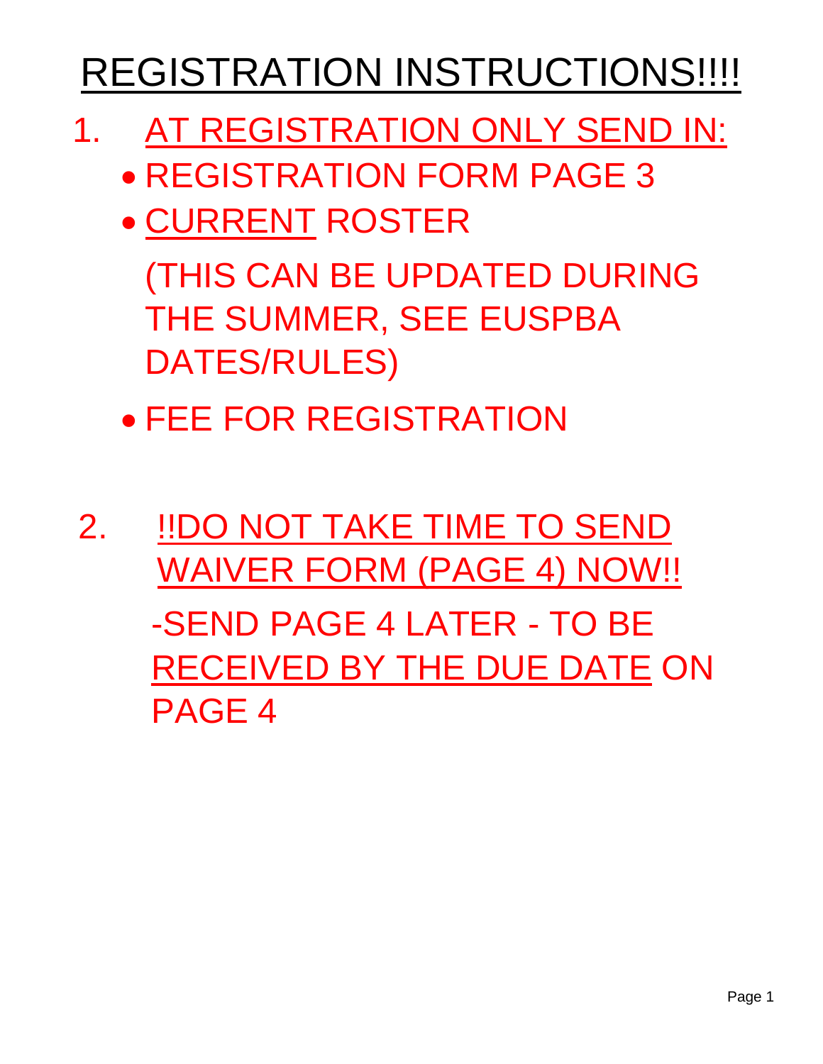# REGISTRATION INSTRUCTIONS!!!!

1. AT REGISTRATION ONLY SEND IN:
   - REGISTRATION FORM PAGE 3
   - CURRENT ROSTER

     (THIS CAN BE UPDATED DURING THE SUMMER, SEE EUSPBA DATES/RULES)
   - FEE FOR REGISTRATION

2. !!DO NOT TAKE TIME TO SEND WAIVER FORM (PAGE 4) NOW!!

   -SEND PAGE 4 LATER - TO BE RECEIVED BY THE DUE DATE ON PAGE 4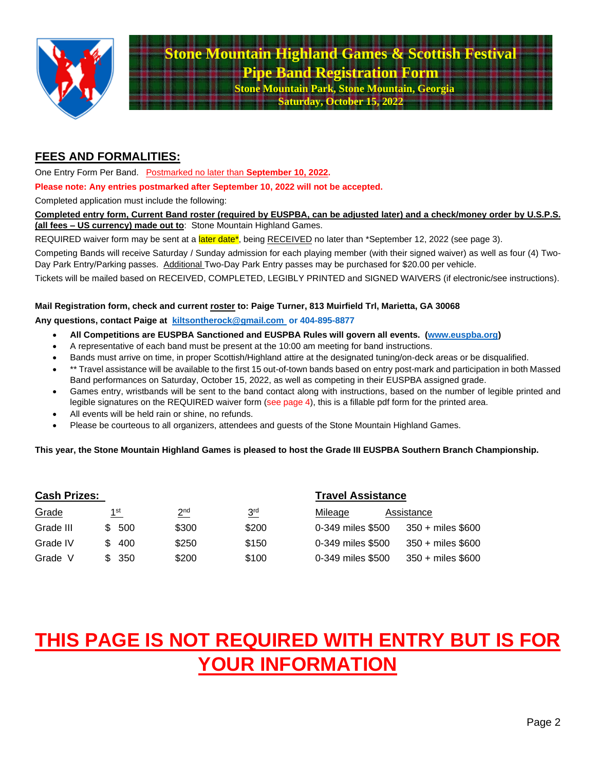# Stone Mountain Highland Games & Scottish Festival

## Pipe Band Registration Form

**Stone Mountain Park, Stone Mountain, Georgia**

**Saturday, October 15, 2022**

## FEES AND FORMALITIES:

One Entry Form Per Band. Postmarked no later than **September 10, 2022.**

**Please note: Any entries postmarked after September 10, 2022 will not be accepted.**

Completed application must include the following:

**Completed entry form, Current Band roster (required by EUSPBA, can be adjusted later) and a check/money order by U.S.P.S. (all fees – US currency) made out to**: Stone Mountain Highland Games.

REQUIRED waiver form may be sent at a later date*, being RECEIVED no later than *September 12, 2022 (see page 3).

Competing Bands will receive Saturday / Sunday admission for each playing member (with their signed waiver) as well as four (4) Two-Day Park Entry/Parking passes. Additional Two-Day Park Entry passes may be purchased for $20.00 per vehicle.

Tickets will be mailed based on RECEIVED, COMPLETED, LEGIBLY PRINTED and SIGNED WAIVERS (if electronic/see instructions).

**Mail Registration form, check and current roster to: Paige Turner, 813 Muirfield Trl, Marietta, GA 30068**

**Any questions, contact Paige at kiltsontherock@gmail.com or 404-895-8877**

- **All Competitions are EUSPBA Sanctioned and EUSPBA Rules will govern all events. (www.euspba.org)**
- A representative of each band must be present at the 10:00 am meeting for band instructions.
- Bands must arrive on time, in proper Scottish/Highland attire at the designated tuning/on-deck areas or be disqualified.
- ** Travel assistance will be available to the first 15 out-of-town bands based on entry post-mark and participation in both Massed Band performances on Saturday, October 15, 2022, as well as competing in their EUSPBA assigned grade.
- Games entry, wristbands will be sent to the band contact along with instructions, based on the number of legible printed and legible signatures on the REQUIRED waiver form (see page 4), this is a fillable pdf form for the printed area.
- All events will be held rain or shine, no refunds.
- Please be courteous to all organizers, attendees and guests of the Stone Mountain Highland Games.

**This year, the Stone Mountain Highland Games is pleased to host the Grade III EUSPBA Southern Branch Championship.**

### Cash Prizes:

| Grade | 1st | 2nd | 3rd |
|---|---|---|---|
| Grade III | $ 500 | $300 | $200 |
| Grade IV | $ 400 | $250 | $150 |
| Grade V | $ 350 | $200 | $100 |

### Travel Assistance

| Mileage | Assistance |
|---|---|
| 0-349 miles $500 | 350 + miles $600 |
| 0-349 miles $500 | 350 + miles $600 |
| 0-349 miles $500 | 350 + miles $600 |

# THIS PAGE IS NOT REQUIRED WITH ENTRY BUT IS FOR YOUR INFORMATION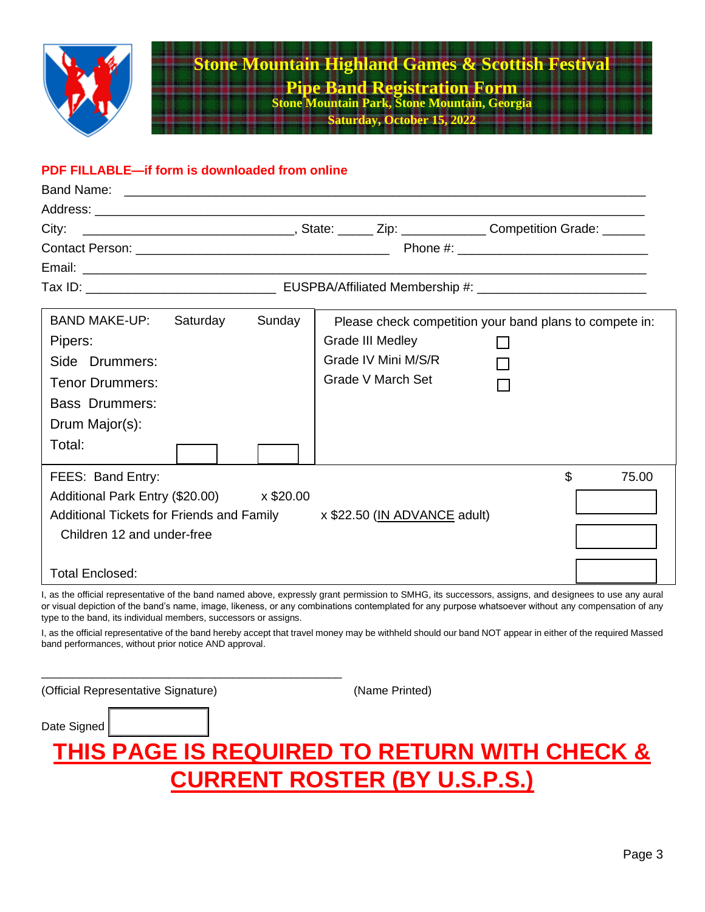# Stone Mountain Highland Games & Scottish Festival

## Pipe Band Registration Form

**Stone Mountain Park, Stone Mountain, Georgia**

**Saturday, October 15, 2022**

**PDF FILLABLE—if form is downloaded from online**

Band Name: ___________________________________________________________________

Address: ______________________________________________________________________

City: ______________________________, State: _____ Zip: ____________ Competition Grade: ______

Contact Person: ____________________________________ Phone #: __________________________

Email: ________________________________________________________________________

Tax ID: ___________________________ EUSPBA/Affiliated Membership #: _______________________

| BAND MAKE-UP: | Saturday | Sunday | Please check competition your band plans to compete in: | |
|---|---|---|---|---|
| Pipers: | | | Grade III Medley | ☐ |
| Side Drummers: | | | Grade IV Mini M/S/R | ☐ |
| Tenor Drummers: | | | Grade V March Set | ☐ |
| Bass Drummers: | | | | |
| Drum Major(s): | | | | |
| Total: | | | | |

| FEES: Band Entry: | | $ 75.00 |
|---|---|---|
| Additional Park Entry ($20.00) | x $20.00 | |
| Additional Tickets for Friends and Family | x $22.50 (IN ADVANCE adult) | |
| Children 12 and under-free | | |
| Total Enclosed: | | |

I, as the official representative of the band named above, expressly grant permission to SMHG, its successors, assigns, and designees to use any aural or visual depiction of the band's name, image, likeness, or any combinations contemplated for any purpose whatsoever without any compensation of any type to the band, its individual members, successors or assigns.

I, as the official representative of the band hereby accept that travel money may be withheld should our band NOT appear in either of the required Massed band performances, without prior notice AND approval.

_________________________________________________

(Official Representative Signature) (Name Printed)

Date Signed ____________

**THIS PAGE IS REQUIRED TO RETURN WITH CHECK & CURRENT ROSTER (BY U.S.P.S.)**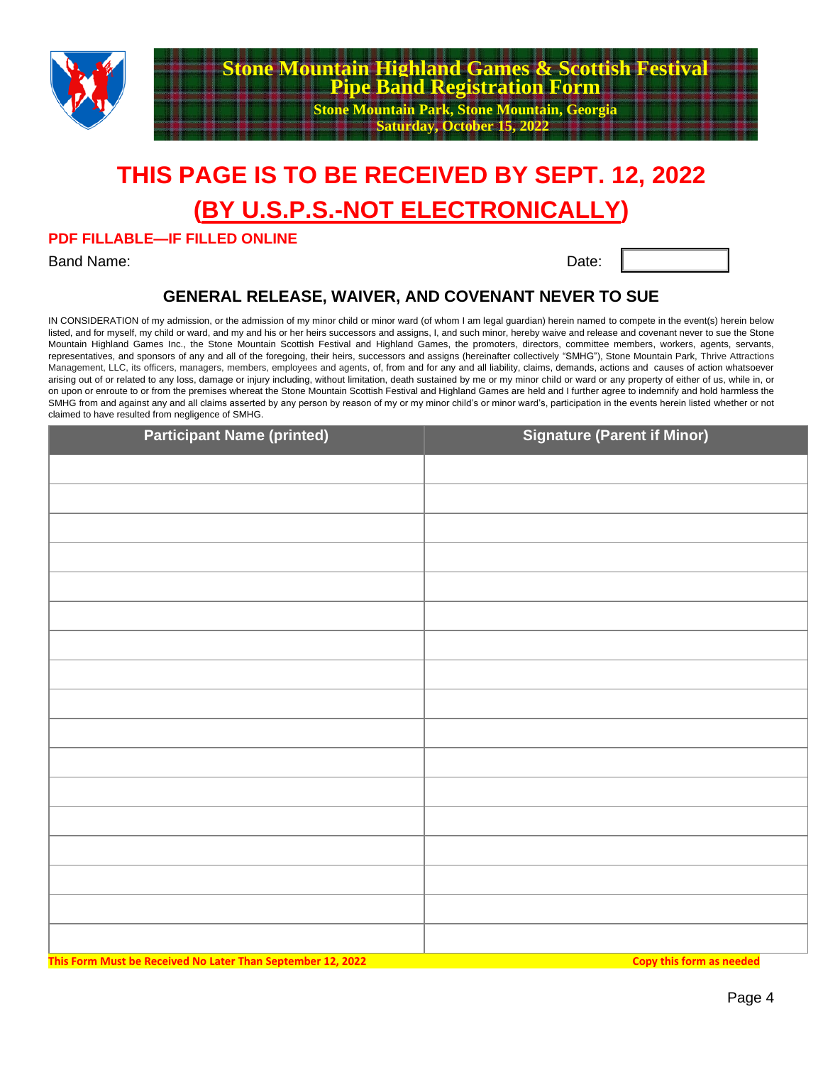# Stone Mountain Highland Games & Scottish Festival
## Pipe Band Registration Form

**Stone Mountain Park, Stone Mountain, Georgia**
**Saturday, October 15, 2022**

## THIS PAGE IS TO BE RECEIVED BY SEPT. 12, 2022
## (BY U.S.P.S.-NOT ELECTRONICALLY)

**PDF FILLABLE—IF FILLED ONLINE**

Band Name: Date:

### GENERAL RELEASE, WAIVER, AND COVENANT NEVER TO SUE

IN CONSIDERATION of my admission, or the admission of my minor child or minor ward (of whom I am legal guardian) herein named to compete in the event(s) herein below listed, and for myself, my child or ward, and my and his or her heirs successors and assigns, I, and such minor, hereby waive and release and covenant never to sue the Stone Mountain Highland Games Inc., the Stone Mountain Scottish Festival and Highland Games, the promoters, directors, committee members, workers, agents, servants, representatives, and sponsors of any and all of the foregoing, their heirs, successors and assigns (hereinafter collectively "SMHG"), Stone Mountain Park, Thrive Attractions Management, LLC, its officers, managers, members, employees and agents, of, from and for any and all liability, claims, demands, actions and causes of action whatsoever arising out of or related to any loss, damage or injury including, without limitation, death sustained by me or my minor child or ward or any property of either of us, while in, or on upon or enroute to or from the premises whereat the Stone Mountain Scottish Festival and Highland Games are held and I further agree to indemnify and hold harmless the SMHG from and against any and all claims asserted by any person by reason of my or my minor child's or minor ward's, participation in the events herein listed whether or not claimed to have resulted from negligence of SMHG.

| Participant Name (printed) | Signature (Parent if Minor) |
|---|---|
| | |
| | |
| | |
| | |
| | |
| | |
| | |
| | |
| | |
| | |
| | |
| | |
| | |
| | |
| | |
| | |
| | |

**This Form Must be Received No Later Than September 12, 2022** **Copy this form as needed**